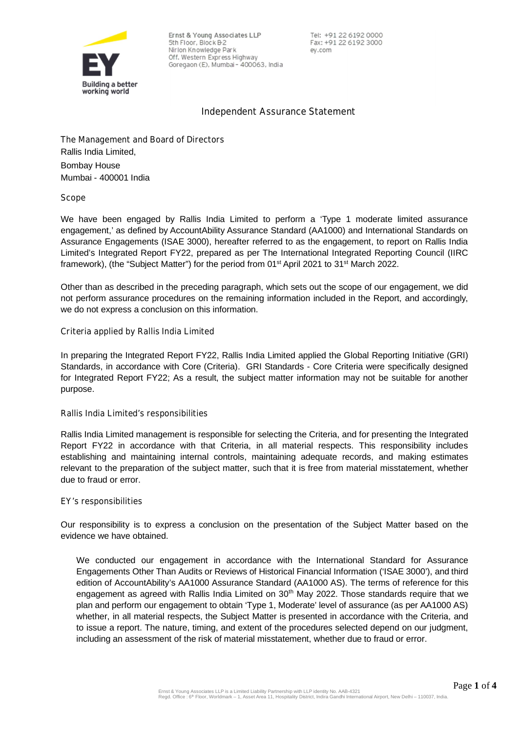Ernst & Young Associates LLP
5th Floor, Block B-2
Nirlon Knowledge Park
Off. Western Express Highway
Goregaon (E), Mumbai - 400063, India

Tel: +91 22 6192 0000
Fax: +91 22 6192 3000
ey.com

# Independent Assurance Statement

The Management and Board of Directors
Rallis India Limited,
Bombay House
Mumbai - 400001 India

## Scope

We have been engaged by Rallis India Limited to perform a 'Type 1 moderate limited assurance engagement,' as defined by AccountAbility Assurance Standard (AA1000) and International Standards on Assurance Engagements (ISAE 3000), hereafter referred to as the engagement, to report on Rallis India Limited's Integrated Report FY22, prepared as per The International Integrated Reporting Council (IIRC framework), (the "Subject Matter") for the period from 01st April 2021 to 31st March 2022.

Other than as described in the preceding paragraph, which sets out the scope of our engagement, we did not perform assurance procedures on the remaining information included in the Report, and accordingly, we do not express a conclusion on this information.

## Criteria applied by Rallis India Limited

In preparing the Integrated Report FY22, Rallis India Limited applied the Global Reporting Initiative (GRI) Standards, in accordance with Core (Criteria). GRI Standards - Core Criteria were specifically designed for Integrated Report FY22; As a result, the subject matter information may not be suitable for another purpose.

## Rallis India Limited's responsibilities

Rallis India Limited management is responsible for selecting the Criteria, and for presenting the Integrated Report FY22 in accordance with that Criteria, in all material respects. This responsibility includes establishing and maintaining internal controls, maintaining adequate records, and making estimates relevant to the preparation of the subject matter, such that it is free from material misstatement, whether due to fraud or error.

## EY's responsibilities

Our responsibility is to express a conclusion on the presentation of the Subject Matter based on the evidence we have obtained.

We conducted our engagement in accordance with the International Standard for Assurance Engagements Other Than Audits or Reviews of Historical Financial Information ('ISAE 3000'), and third edition of AccountAbility's AA1000 Assurance Standard (AA1000 AS). The terms of reference for this engagement as agreed with Rallis India Limited on 30th May 2022. Those standards require that we plan and perform our engagement to obtain 'Type 1, Moderate' level of assurance (as per AA1000 AS) whether, in all material respects, the Subject Matter is presented in accordance with the Criteria, and to issue a report. The nature, timing, and extent of the procedures selected depend on our judgment, including an assessment of the risk of material misstatement, whether due to fraud or error.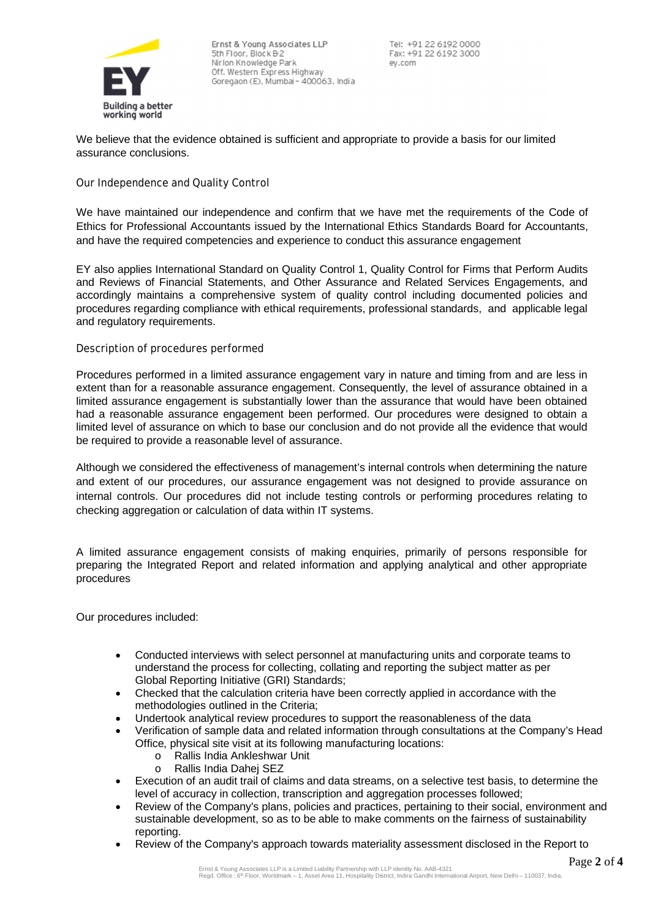We believe that the evidence obtained is sufficient and appropriate to provide a basis for our limited assurance conclusions.

## Our Independence and Quality Control

We have maintained our independence and confirm that we have met the requirements of the Code of Ethics for Professional Accountants issued by the International Ethics Standards Board for Accountants, and have the required competencies and experience to conduct this assurance engagement

EY also applies International Standard on Quality Control 1, Quality Control for Firms that Perform Audits and Reviews of Financial Statements, and Other Assurance and Related Services Engagements, and accordingly maintains a comprehensive system of quality control including documented policies and procedures regarding compliance with ethical requirements, professional standards, and applicable legal and regulatory requirements.

## Description of procedures performed

Procedures performed in a limited assurance engagement vary in nature and timing from and are less in extent than for a reasonable assurance engagement. Consequently, the level of assurance obtained in a limited assurance engagement is substantially lower than the assurance that would have been obtained had a reasonable assurance engagement been performed. Our procedures were designed to obtain a limited level of assurance on which to base our conclusion and do not provide all the evidence that would be required to provide a reasonable level of assurance.

Although we considered the effectiveness of management's internal controls when determining the nature and extent of our procedures, our assurance engagement was not designed to provide assurance on internal controls. Our procedures did not include testing controls or performing procedures relating to checking aggregation or calculation of data within IT systems.

A limited assurance engagement consists of making enquiries, primarily of persons responsible for preparing the Integrated Report and related information and applying analytical and other appropriate procedures

Our procedures included:

- Conducted interviews with select personnel at manufacturing units and corporate teams to understand the process for collecting, collating and reporting the subject matter as per Global Reporting Initiative (GRI) Standards;
- Checked that the calculation criteria have been correctly applied in accordance with the methodologies outlined in the Criteria;
- Undertook analytical review procedures to support the reasonableness of the data
- Verification of sample data and related information through consultations at the Company's Head Office, physical site visit at its following manufacturing locations:
  - Rallis India Ankleshwar Unit
  - Rallis India Dahej SEZ
- Execution of an audit trail of claims and data streams, on a selective test basis, to determine the level of accuracy in collection, transcription and aggregation processes followed;
- Review of the Company's plans, policies and practices, pertaining to their social, environment and sustainable development, so as to be able to make comments on the fairness of sustainability reporting.
- Review of the Company's approach towards materiality assessment disclosed in the Report to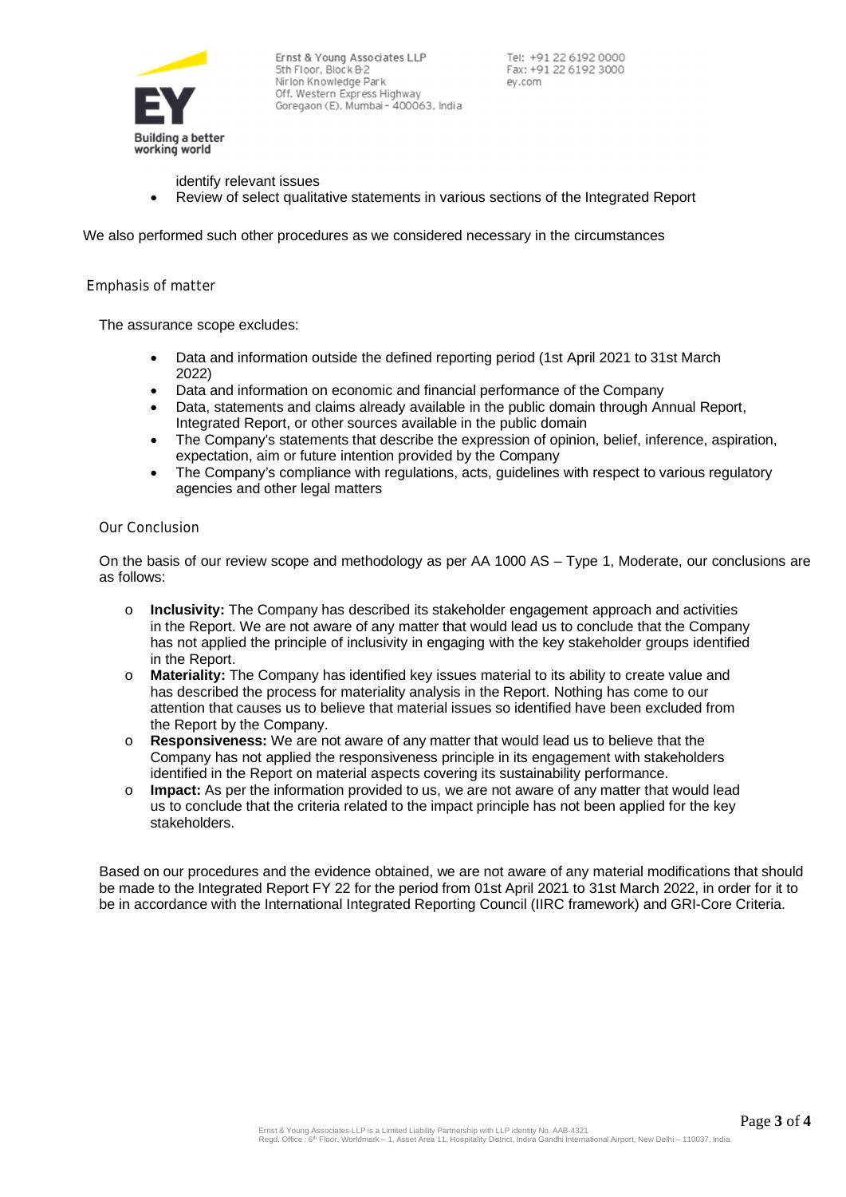identify relevant issues
- Review of select qualitative statements in various sections of the Integrated Report

We also performed such other procedures as we considered necessary in the circumstances

## Emphasis of matter

The assurance scope excludes:

- Data and information outside the defined reporting period (1st April 2021 to 31st March 2022)
- Data and information on economic and financial performance of the Company
- Data, statements and claims already available in the public domain through Annual Report, Integrated Report, or other sources available in the public domain
- The Company's statements that describe the expression of opinion, belief, inference, aspiration, expectation, aim or future intention provided by the Company
- The Company's compliance with regulations, acts, guidelines with respect to various regulatory agencies and other legal matters

## Our Conclusion

On the basis of our review scope and methodology as per AA 1000 AS – Type 1, Moderate, our conclusions are as follows:

- **Inclusivity:** The Company has described its stakeholder engagement approach and activities in the Report. We are not aware of any matter that would lead us to conclude that the Company has not applied the principle of inclusivity in engaging with the key stakeholder groups identified in the Report.
- **Materiality:** The Company has identified key issues material to its ability to create value and has described the process for materiality analysis in the Report. Nothing has come to our attention that causes us to believe that material issues so identified have been excluded from the Report by the Company.
- **Responsiveness:** We are not aware of any matter that would lead us to believe that the Company has not applied the responsiveness principle in its engagement with stakeholders identified in the Report on material aspects covering its sustainability performance.
- **Impact:** As per the information provided to us, we are not aware of any matter that would lead us to conclude that the criteria related to the impact principle has not been applied for the key stakeholders.

Based on our procedures and the evidence obtained, we are not aware of any material modifications that should be made to the Integrated Report FY 22 for the period from 01st April 2021 to 31st March 2022, in order for it to be in accordance with the International Integrated Reporting Council (IIRC framework) and GRI-Core Criteria.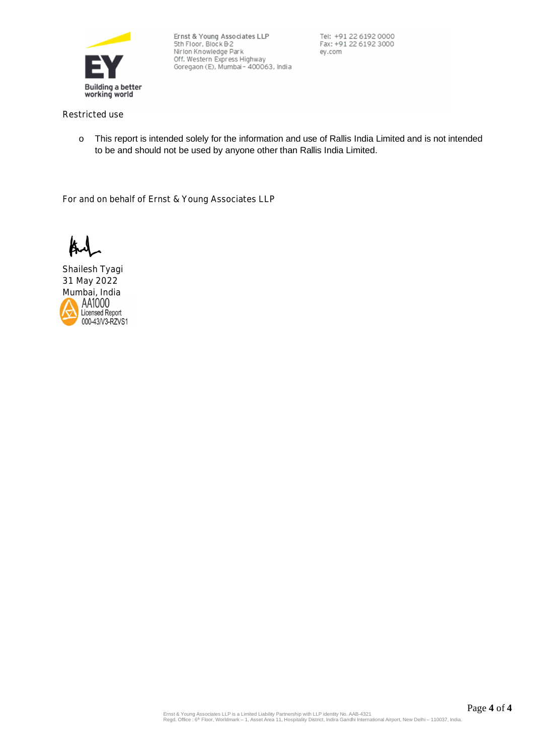Ernst & Young Associates LLP
5th Floor, Block B-2
Nirlon Knowledge Park
Off. Western Express Highway
Goregaon (E), Mumbai - 400063, India

Tel: +91 22 6192 0000
Fax: +91 22 6192 3000
ey.com

Restricted use

- This report is intended solely for the information and use of Rallis India Limited and is not intended to be and should not be used by anyone other than Rallis India Limited.

For and on behalf of Ernst & Young Associates LLP

Shailesh Tyagi
31 May 2022
Mumbai, India

AA1000
Licensed Report
000-43/V3-RZVS1

Ernst & Young Associates LLP is a Limited Liability Partnership with LLP identity No. AAB-4321
Regd. Office : 6th Floor, Worldmark – 1, Asset Area 11, Hospitality District, Indira Gandhi International Airport, New Delhi – 110037, India.